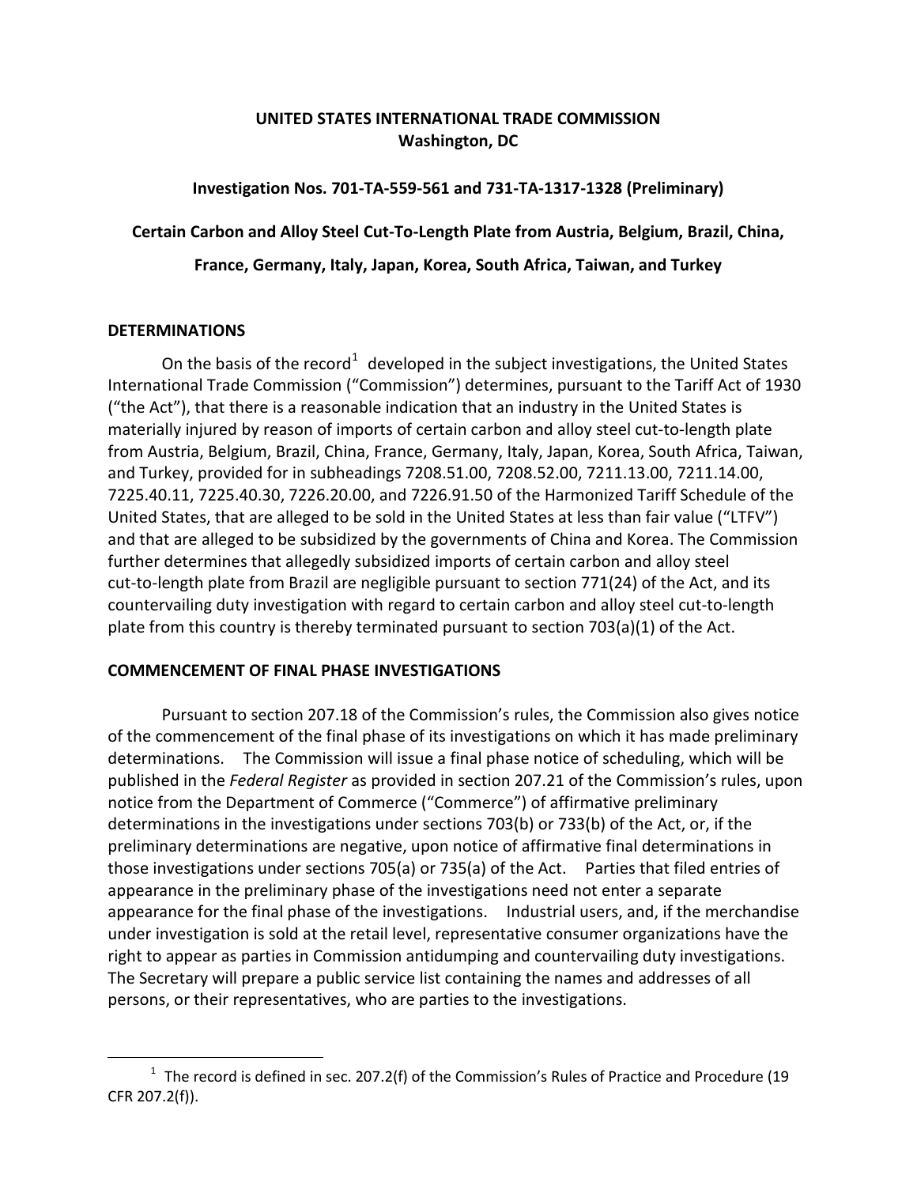**UNITED STATES INTERNATIONAL TRADE COMMISSION**
**Washington, DC**

**Investigation Nos. 701-TA-559-561 and 731-TA-1317-1328 (Preliminary)**

**Certain Carbon and Alloy Steel Cut-To-Length Plate from Austria, Belgium, Brazil, China, France, Germany, Italy, Japan, Korea, South Africa, Taiwan, and Turkey**

## DETERMINATIONS

On the basis of the record[1] developed in the subject investigations, the United States International Trade Commission ("Commission") determines, pursuant to the Tariff Act of 1930 ("the Act"), that there is a reasonable indication that an industry in the United States is materially injured by reason of imports of certain carbon and alloy steel cut-to-length plate from Austria, Belgium, Brazil, China, France, Germany, Italy, Japan, Korea, South Africa, Taiwan, and Turkey, provided for in subheadings 7208.51.00, 7208.52.00, 7211.13.00, 7211.14.00, 7225.40.11, 7225.40.30, 7226.20.00, and 7226.91.50 of the Harmonized Tariff Schedule of the United States, that are alleged to be sold in the United States at less than fair value ("LTFV") and that are alleged to be subsidized by the governments of China and Korea. The Commission further determines that allegedly subsidized imports of certain carbon and alloy steel cut-to-length plate from Brazil are negligible pursuant to section 771(24) of the Act, and its countervailing duty investigation with regard to certain carbon and alloy steel cut-to-length plate from this country is thereby terminated pursuant to section 703(a)(1) of the Act.

## COMMENCEMENT OF FINAL PHASE INVESTIGATIONS

Pursuant to section 207.18 of the Commission's rules, the Commission also gives notice of the commencement of the final phase of its investigations on which it has made preliminary determinations. The Commission will issue a final phase notice of scheduling, which will be published in the *Federal Register* as provided in section 207.21 of the Commission's rules, upon notice from the Department of Commerce ("Commerce") of affirmative preliminary determinations in the investigations under sections 703(b) or 733(b) of the Act, or, if the preliminary determinations are negative, upon notice of affirmative final determinations in those investigations under sections 705(a) or 735(a) of the Act. Parties that filed entries of appearance in the preliminary phase of the investigations need not enter a separate appearance for the final phase of the investigations. Industrial users, and, if the merchandise under investigation is sold at the retail level, representative consumer organizations have the right to appear as parties in Commission antidumping and countervailing duty investigations. The Secretary will prepare a public service list containing the names and addresses of all persons, or their representatives, who are parties to the investigations.

---

[1] The record is defined in sec. 207.2(f) of the Commission's Rules of Practice and Procedure (19 CFR 207.2(f)).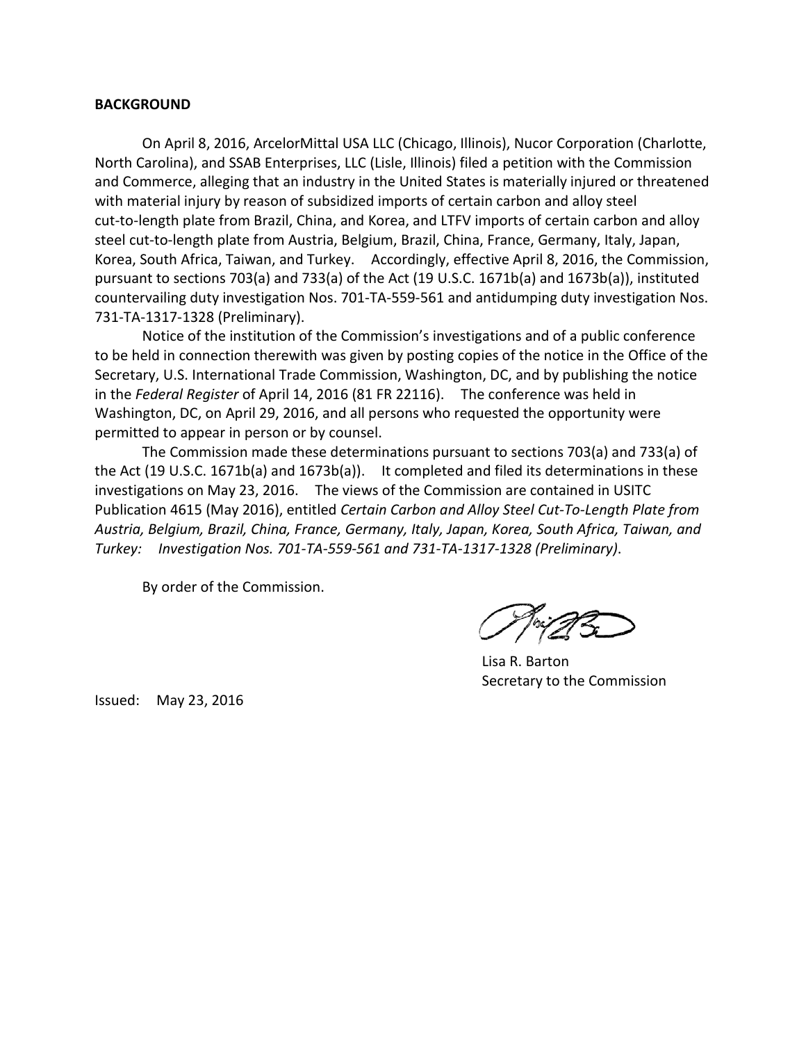**BACKGROUND**

On April 8, 2016, ArcelorMittal USA LLC (Chicago, Illinois), Nucor Corporation (Charlotte, North Carolina), and SSAB Enterprises, LLC (Lisle, Illinois) filed a petition with the Commission and Commerce, alleging that an industry in the United States is materially injured or threatened with material injury by reason of subsidized imports of certain carbon and alloy steel cut-to-length plate from Brazil, China, and Korea, and LTFV imports of certain carbon and alloy steel cut-to-length plate from Austria, Belgium, Brazil, China, France, Germany, Italy, Japan, Korea, South Africa, Taiwan, and Turkey. Accordingly, effective April 8, 2016, the Commission, pursuant to sections 703(a) and 733(a) of the Act (19 U.S.C. 1671b(a) and 1673b(a)), instituted countervailing duty investigation Nos. 701-TA-559-561 and antidumping duty investigation Nos. 731-TA-1317-1328 (Preliminary).

Notice of the institution of the Commission's investigations and of a public conference to be held in connection therewith was given by posting copies of the notice in the Office of the Secretary, U.S. International Trade Commission, Washington, DC, and by publishing the notice in the *Federal Register* of April 14, 2016 (81 FR 22116). The conference was held in Washington, DC, on April 29, 2016, and all persons who requested the opportunity were permitted to appear in person or by counsel.

The Commission made these determinations pursuant to sections 703(a) and 733(a) of the Act (19 U.S.C. 1671b(a) and 1673b(a)). It completed and filed its determinations in these investigations on May 23, 2016. The views of the Commission are contained in USITC Publication 4615 (May 2016), entitled *Certain Carbon and Alloy Steel Cut-To-Length Plate from Austria, Belgium, Brazil, China, France, Germany, Italy, Japan, Korea, South Africa, Taiwan, and Turkey: Investigation Nos. 701-TA-559-561 and 731-TA-1317-1328 (Preliminary)*.

By order of the Commission.

Lisa R. Barton
Secretary to the Commission

Issued: May 23, 2016